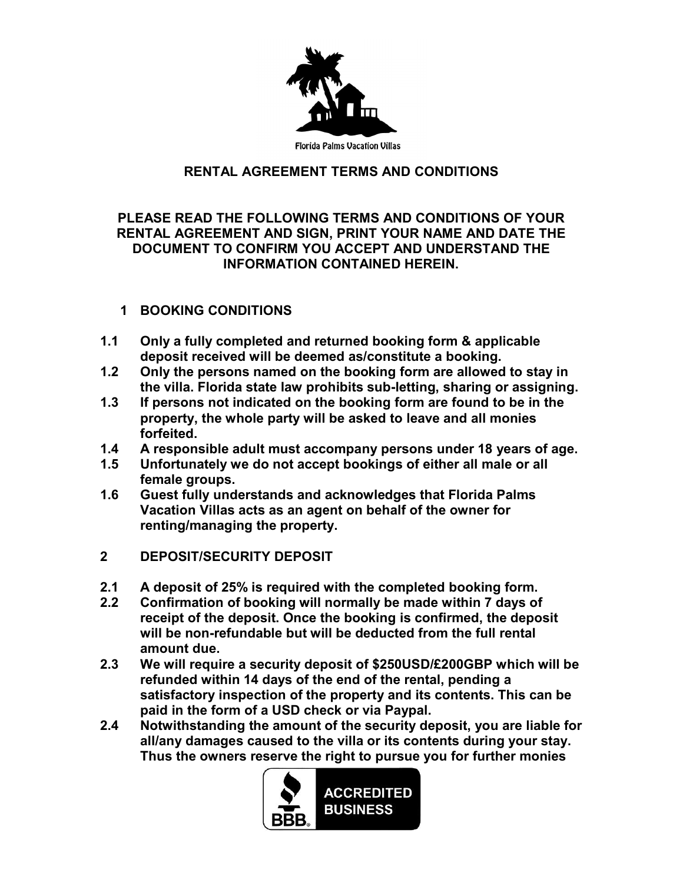Florida Palms Vacation Villas

# RENTAL AGREEMENT TERMS AND CONDITIONS

**PLEASE READ THE FOLLOWING TERMS AND CONDITIONS OF YOUR RENTAL AGREEMENT AND SIGN, PRINT YOUR NAME AND DATE THE DOCUMENT TO CONFIRM YOU ACCEPT AND UNDERSTAND THE INFORMATION CONTAINED HEREIN.**

## 1 BOOKING CONDITIONS

**1.1** **Only a fully completed and returned booking form & applicable deposit received will be deemed as/constitute a booking.**

**1.2** **Only the persons named on the booking form are allowed to stay in the villa. Florida state law prohibits sub-letting, sharing or assigning.**

**1.3** **If persons not indicated on the booking form are found to be in the property, the whole party will be asked to leave and all monies forfeited.**

**1.4** **A responsible adult must accompany persons under 18 years of age.**

**1.5** **Unfortunately we do not accept bookings of either all male or all female groups.**

**1.6** **Guest fully understands and acknowledges that Florida Palms Vacation Villas acts as an agent on behalf of the owner for renting/managing the property.**

## 2 DEPOSIT/SECURITY DEPOSIT

**2.1** **A deposit of 25% is required with the completed booking form.**

**2.2** **Confirmation of booking will normally be made within 7 days of receipt of the deposit. Once the booking is confirmed, the deposit will be non-refundable but will be deducted from the full rental amount due.**

**2.3** **We will require a security deposit of $250USD/£200GBP which will be refunded within 14 days of the end of the rental, pending a satisfactory inspection of the property and its contents. This can be paid in the form of a USD check or via Paypal.**

**2.4** **Notwithstanding the amount of the security deposit, you are liable for all/any damages caused to the villa or its contents during your stay. Thus the owners reserve the right to pursue you for further monies**

BBB ACCREDITED BUSINESS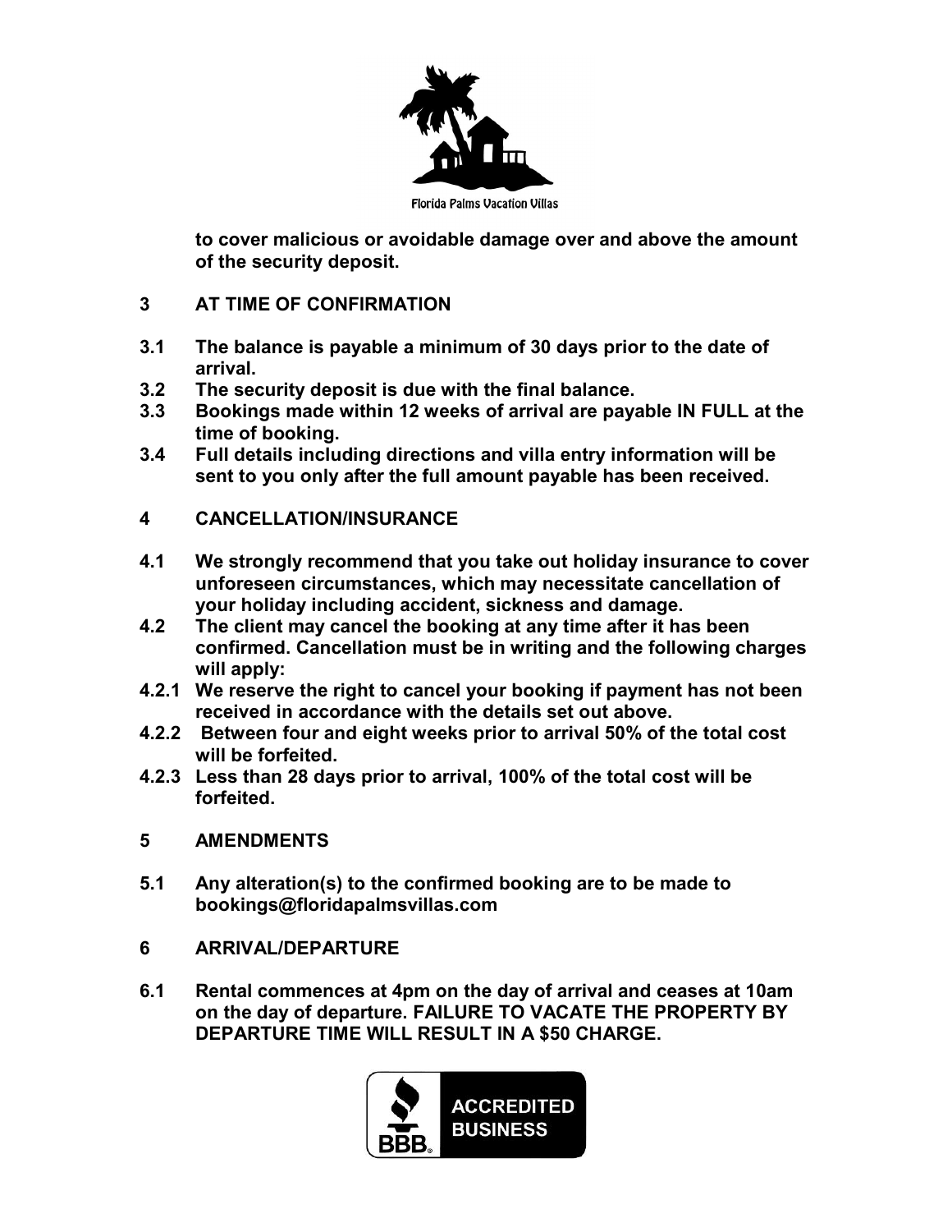to cover malicious or avoidable damage over and above the amount of the security deposit.

## 3 AT TIME OF CONFIRMATION

**3.1** The balance is payable a minimum of 30 days prior to the date of arrival.
**3.2** The security deposit is due with the final balance.
**3.3** Bookings made within 12 weeks of arrival are payable IN FULL at the time of booking.
**3.4** Full details including directions and villa entry information will be sent to you only after the full amount payable has been received.

## 4 CANCELLATION/INSURANCE

**4.1** We strongly recommend that you take out holiday insurance to cover unforeseen circumstances, which may necessitate cancellation of your holiday including accident, sickness and damage.
**4.2** The client may cancel the booking at any time after it has been confirmed. Cancellation must be in writing and the following charges will apply:
**4.2.1** We reserve the right to cancel your booking if payment has not been received in accordance with the details set out above.
**4.2.2** Between four and eight weeks prior to arrival 50% of the total cost will be forfeited.
**4.2.3** Less than 28 days prior to arrival, 100% of the total cost will be forfeited.

## 5 AMENDMENTS

**5.1** Any alteration(s) to the confirmed booking are to be made to bookings@floridapalmsvillas.com

## 6 ARRIVAL/DEPARTURE

**6.1** Rental commences at 4pm on the day of arrival and ceases at 10am on the day of departure. FAILURE TO VACATE THE PROPERTY BY DEPARTURE TIME WILL RESULT IN A $50 CHARGE.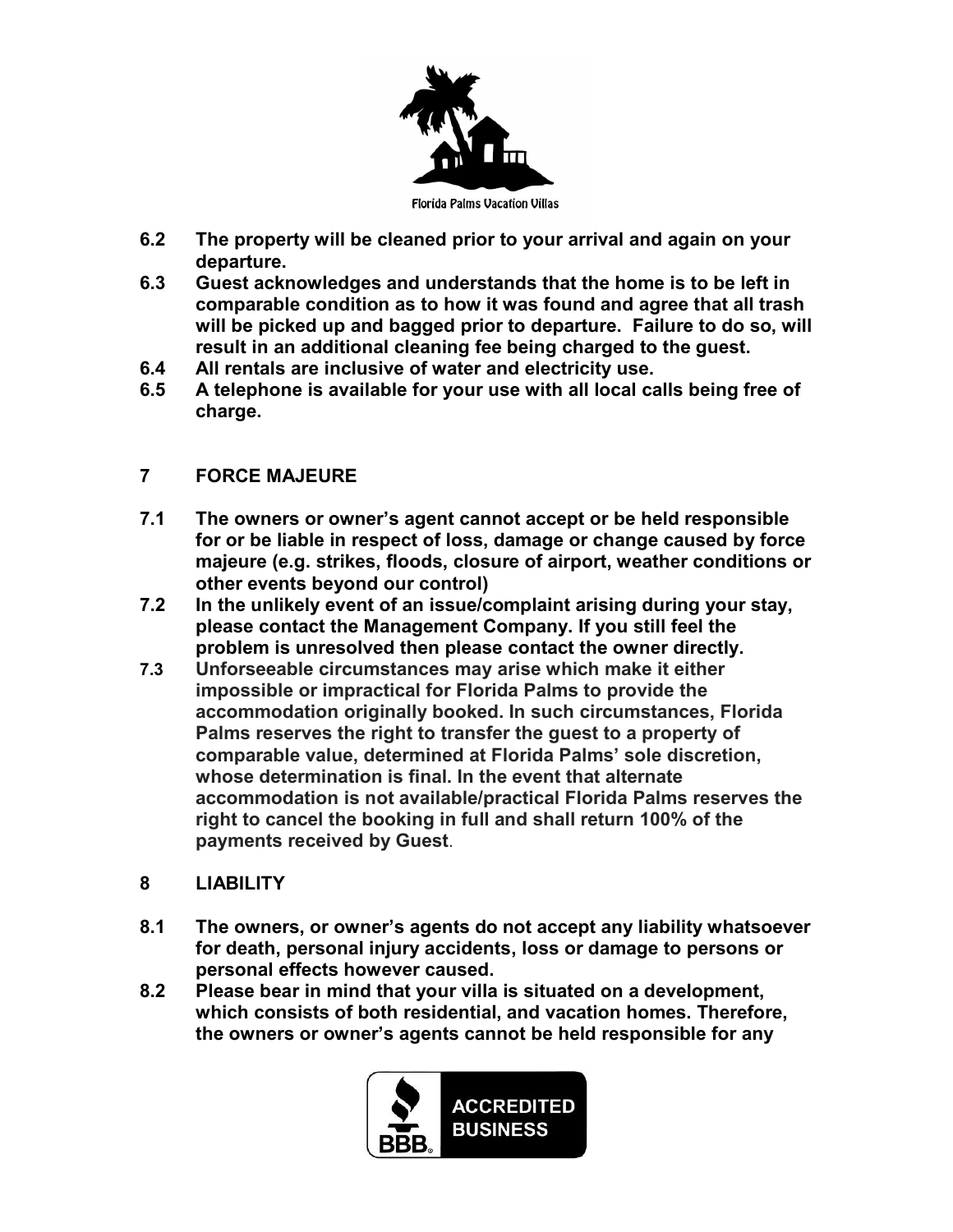**6.2 The property will be cleaned prior to your arrival and again on your departure.**

**6.3 Guest acknowledges and understands that the home is to be left in comparable condition as to how it was found and agree that all trash will be picked up and bagged prior to departure. Failure to do so, will result in an additional cleaning fee being charged to the guest.**

**6.4 All rentals are inclusive of water and electricity use.**

**6.5 A telephone is available for your use with all local calls being free of charge.**

## 7 FORCE MAJEURE

**7.1 The owners or owner's agent cannot accept or be held responsible for or be liable in respect of loss, damage or change caused by force majeure (e.g. strikes, floods, closure of airport, weather conditions or other events beyond our control)**

**7.2 In the unlikely event of an issue/complaint arising during your stay, please contact the Management Company. If you still feel the problem is unresolved then please contact the owner directly.**

**7.3 Unforseeable circumstances may arise which make it either impossible or impractical for Florida Palms to provide the accommodation originally booked. In such circumstances, Florida Palms reserves the right to transfer the guest to a property of comparable value, determined at Florida Palms' sole discretion, whose determination is final. In the event that alternate accommodation is not available/practical Florida Palms reserves the right to cancel the booking in full and shall return 100% of the payments received by Guest**.

## 8 LIABILITY

**8.1 The owners, or owner's agents do not accept any liability whatsoever for death, personal injury accidents, loss or damage to persons or personal effects however caused.**

**8.2 Please bear in mind that your villa is situated on a development, which consists of both residential, and vacation homes. Therefore, the owners or owner's agents cannot be held responsible for any**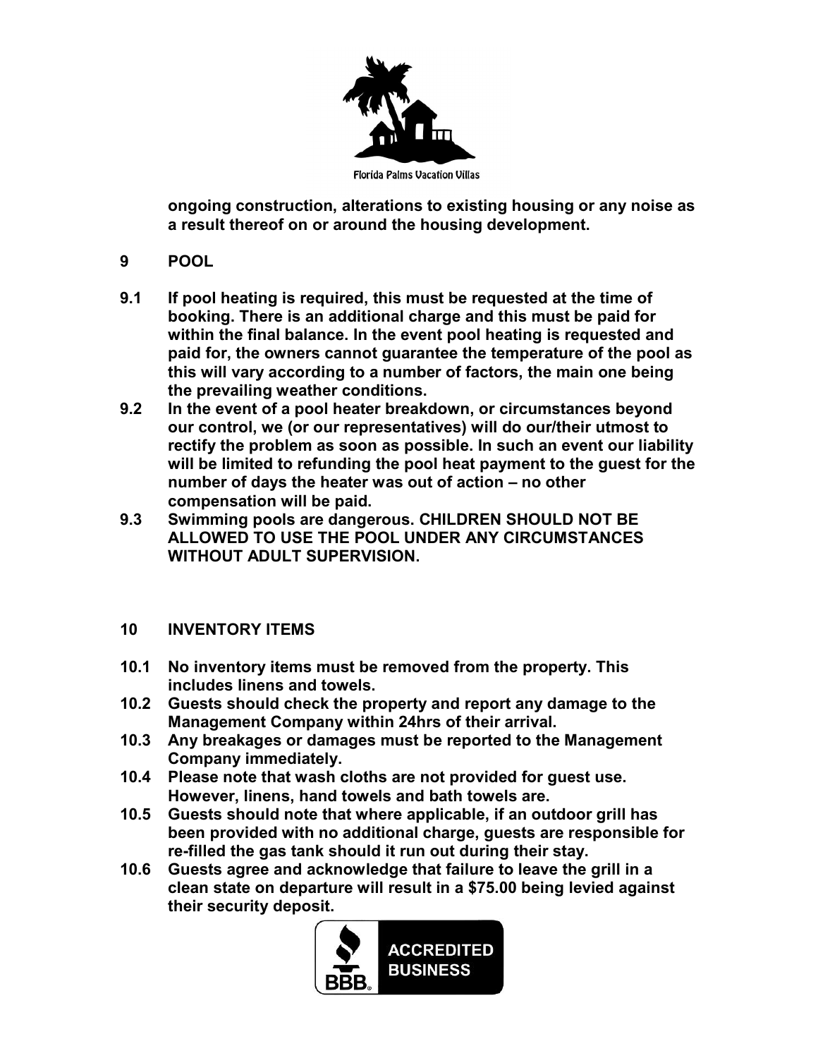**ongoing construction, alterations to existing housing or any noise as a result thereof on or around the housing development.**

## 9 POOL

**9.1** **If pool heating is required, this must be requested at the time of booking. There is an additional charge and this must be paid for within the final balance. In the event pool heating is requested and paid for, the owners cannot guarantee the temperature of the pool as this will vary according to a number of factors, the main one being the prevailing weather conditions.**

**9.2** **In the event of a pool heater breakdown, or circumstances beyond our control, we (or our representatives) will do our/their utmost to rectify the problem as soon as possible. In such an event our liability will be limited to refunding the pool heat payment to the guest for the number of days the heater was out of action – no other compensation will be paid.**

**9.3** **Swimming pools are dangerous. CHILDREN SHOULD NOT BE ALLOWED TO USE THE POOL UNDER ANY CIRCUMSTANCES WITHOUT ADULT SUPERVISION.**

## 10 INVENTORY ITEMS

**10.1** **No inventory items must be removed from the property. This includes linens and towels.**

**10.2** **Guests should check the property and report any damage to the Management Company within 24hrs of their arrival.**

**10.3** **Any breakages or damages must be reported to the Management Company immediately.**

**10.4** **Please note that wash cloths are not provided for guest use. However, linens, hand towels and bath towels are.**

**10.5** **Guests should note that where applicable, if an outdoor grill has been provided with no additional charge, guests are responsible for re-filled the gas tank should it run out during their stay.**

**10.6** **Guests agree and acknowledge that failure to leave the grill in a clean state on departure will result in a $75.00 being levied against their security deposit.**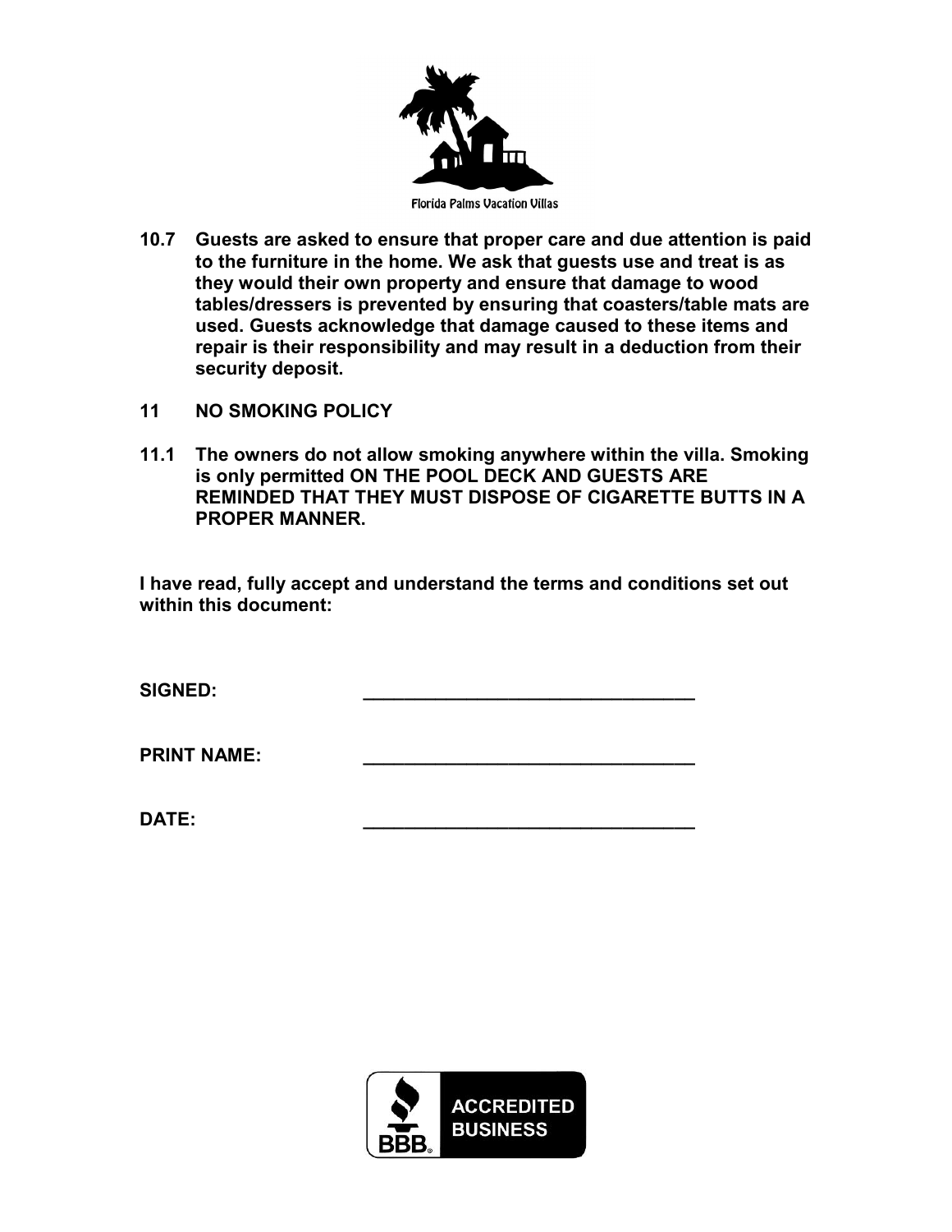Florida Palms Vacation Villas

**10.7 Guests are asked to ensure that proper care and due attention is paid to the furniture in the home. We ask that guests use and treat is as they would their own property and ensure that damage to wood tables/dressers is prevented by ensuring that coasters/table mats are used. Guests acknowledge that damage caused to these items and repair is their responsibility and may result in a deduction from their security deposit.**

## 11 NO SMOKING POLICY

**11.1 The owners do not allow smoking anywhere within the villa. Smoking is only permitted ON THE POOL DECK AND GUESTS ARE REMINDED THAT THEY MUST DISPOSE OF CIGARETTE BUTTS IN A PROPER MANNER.**

**I have read, fully accept and understand the terms and conditions set out within this document:**

**SIGNED:** ________________________________

**PRINT NAME:** ________________________________

**DATE:** ________________________________

BBB ACCREDITED BUSINESS